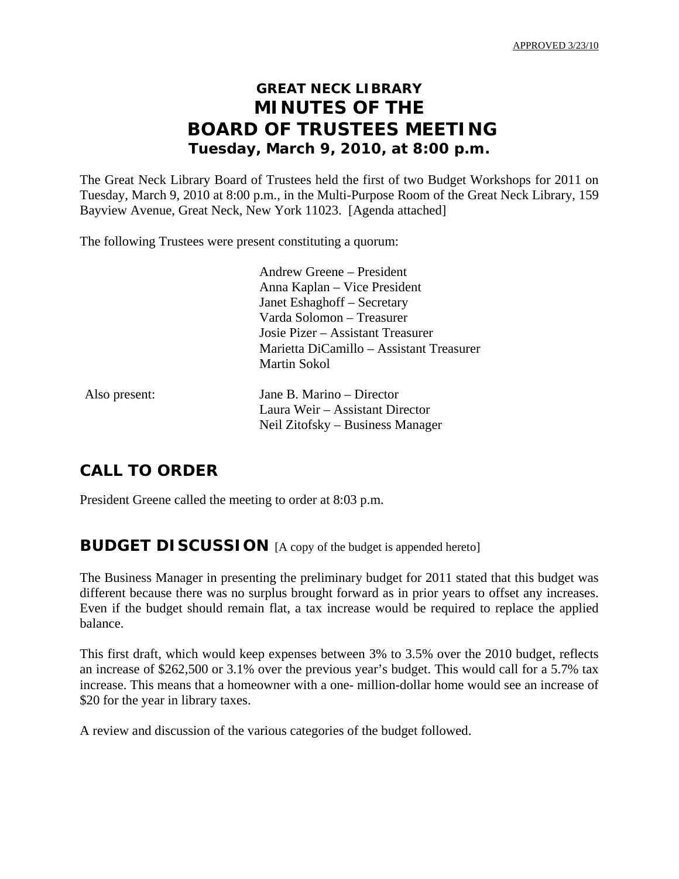APPROVED 3/23/10

# GREAT NECK LIBRARY
# MINUTES OF THE
# BOARD OF TRUSTEES MEETING
### Tuesday, March 9, 2010, at 8:00 p.m.

The Great Neck Library Board of Trustees held the first of two Budget Workshops for 2011 on Tuesday, March 9, 2010 at 8:00 p.m., in the Multi-Purpose Room of the Great Neck Library, 159 Bayview Avenue, Great Neck, New York 11023. [Agenda attached]

The following Trustees were present constituting a quorum:

Andrew Greene – President
Anna Kaplan – Vice President
Janet Eshaghoff – Secretary
Varda Solomon – Treasurer
Josie Pizer – Assistant Treasurer
Marietta DiCamillo – Assistant Treasurer
Martin Sokol

Also present:

Jane B. Marino – Director
Laura Weir – Assistant Director
Neil Zitofsky – Business Manager

## CALL TO ORDER

President Greene called the meeting to order at 8:03 p.m.

## BUDGET DISCUSSION [A copy of the budget is appended hereto]

The Business Manager in presenting the preliminary budget for 2011 stated that this budget was different because there was no surplus brought forward as in prior years to offset any increases. Even if the budget should remain flat, a tax increase would be required to replace the applied balance.

This first draft, which would keep expenses between 3% to 3.5% over the 2010 budget, reflects an increase of $262,500 or 3.1% over the previous year's budget. This would call for a 5.7% tax increase. This means that a homeowner with a one- million-dollar home would see an increase of $20 for the year in library taxes.

A review and discussion of the various categories of the budget followed.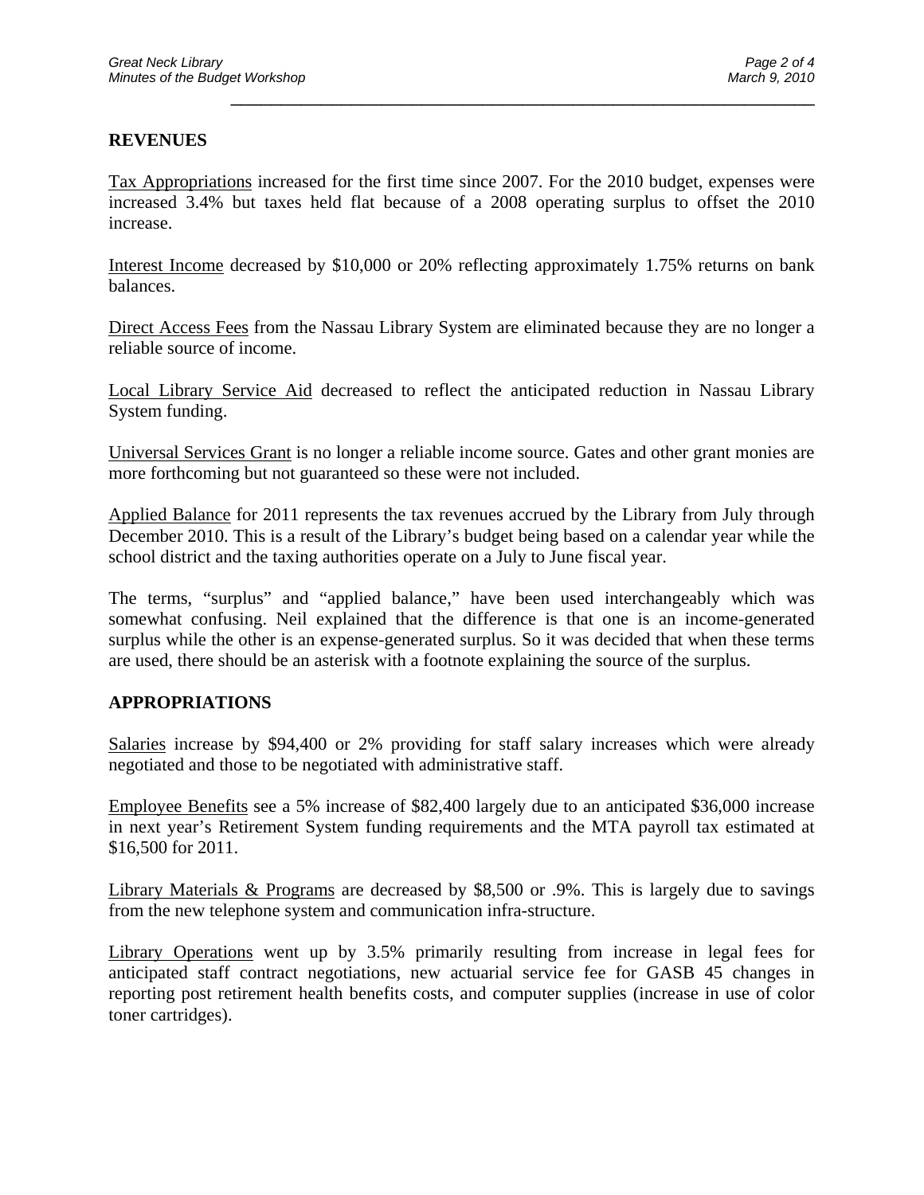## REVENUES

Tax Appropriations increased for the first time since 2007. For the 2010 budget, expenses were increased 3.4% but taxes held flat because of a 2008 operating surplus to offset the 2010 increase.

Interest Income decreased by $10,000 or 20% reflecting approximately 1.75% returns on bank balances.

Direct Access Fees from the Nassau Library System are eliminated because they are no longer a reliable source of income.

Local Library Service Aid decreased to reflect the anticipated reduction in Nassau Library System funding.

Universal Services Grant is no longer a reliable income source. Gates and other grant monies are more forthcoming but not guaranteed so these were not included.

Applied Balance for 2011 represents the tax revenues accrued by the Library from July through December 2010. This is a result of the Library's budget being based on a calendar year while the school district and the taxing authorities operate on a July to June fiscal year.

The terms, "surplus" and "applied balance," have been used interchangeably which was somewhat confusing. Neil explained that the difference is that one is an income-generated surplus while the other is an expense-generated surplus. So it was decided that when these terms are used, there should be an asterisk with a footnote explaining the source of the surplus.

## APPROPRIATIONS

Salaries increase by $94,400 or 2% providing for staff salary increases which were already negotiated and those to be negotiated with administrative staff.

Employee Benefits see a 5% increase of $82,400 largely due to an anticipated $36,000 increase in next year's Retirement System funding requirements and the MTA payroll tax estimated at $16,500 for 2011.

Library Materials & Programs are decreased by $8,500 or .9%. This is largely due to savings from the new telephone system and communication infra-structure.

Library Operations went up by 3.5% primarily resulting from increase in legal fees for anticipated staff contract negotiations, new actuarial service fee for GASB 45 changes in reporting post retirement health benefits costs, and computer supplies (increase in use of color toner cartridges).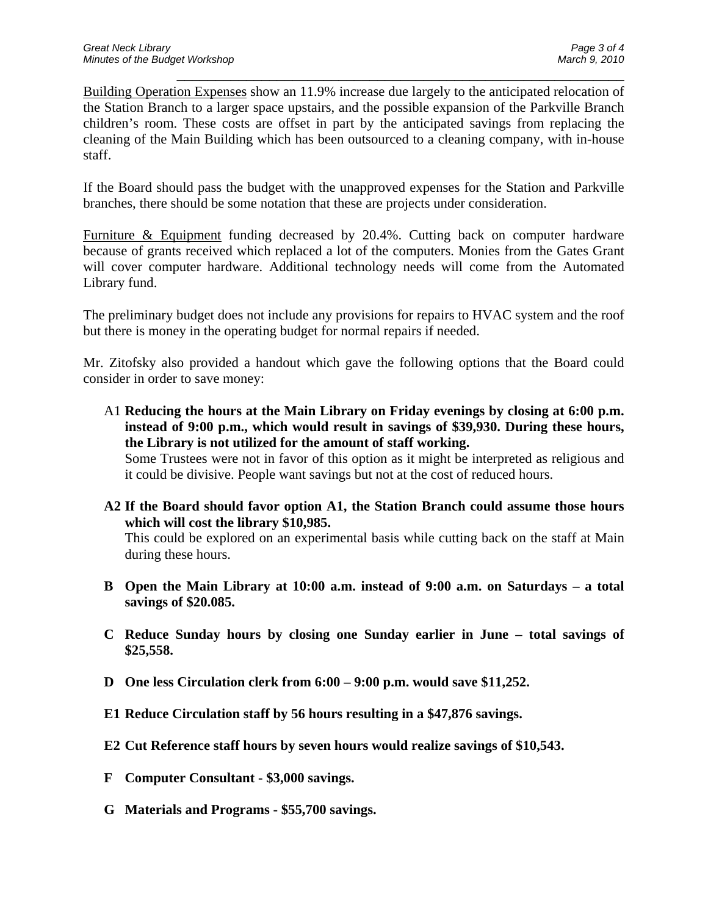Building Operation Expenses show an 11.9% increase due largely to the anticipated relocation of the Station Branch to a larger space upstairs, and the possible expansion of the Parkville Branch children's room. These costs are offset in part by the anticipated savings from replacing the cleaning of the Main Building which has been outsourced to a cleaning company, with in-house staff.

If the Board should pass the budget with the unapproved expenses for the Station and Parkville branches, there should be some notation that these are projects under consideration.

Furniture & Equipment funding decreased by 20.4%. Cutting back on computer hardware because of grants received which replaced a lot of the computers. Monies from the Gates Grant will cover computer hardware. Additional technology needs will come from the Automated Library fund.

The preliminary budget does not include any provisions for repairs to HVAC system and the roof but there is money in the operating budget for normal repairs if needed.

Mr. Zitofsky also provided a handout which gave the following options that the Board could consider in order to save money:

A1 **Reducing the hours at the Main Library on Friday evenings by closing at 6:00 p.m. instead of 9:00 p.m., which would result in savings of $39,930. During these hours, the Library is not utilized for the amount of staff working.**
Some Trustees were not in favor of this option as it might be interpreted as religious and it could be divisive. People want savings but not at the cost of reduced hours.

**A2 If the Board should favor option A1, the Station Branch could assume those hours which will cost the library $10,985.**
This could be explored on an experimental basis while cutting back on the staff at Main during these hours.

**B Open the Main Library at 10:00 a.m. instead of 9:00 a.m. on Saturdays – a total savings of $20.085.**

**C Reduce Sunday hours by closing one Sunday earlier in June – total savings of $25,558.**

**D One less Circulation clerk from 6:00 – 9:00 p.m. would save $11,252.**

**E1 Reduce Circulation staff by 56 hours resulting in a $47,876 savings.**

**E2 Cut Reference staff hours by seven hours would realize savings of $10,543.**

**F Computer Consultant - $3,000 savings.**

**G Materials and Programs - $55,700 savings.**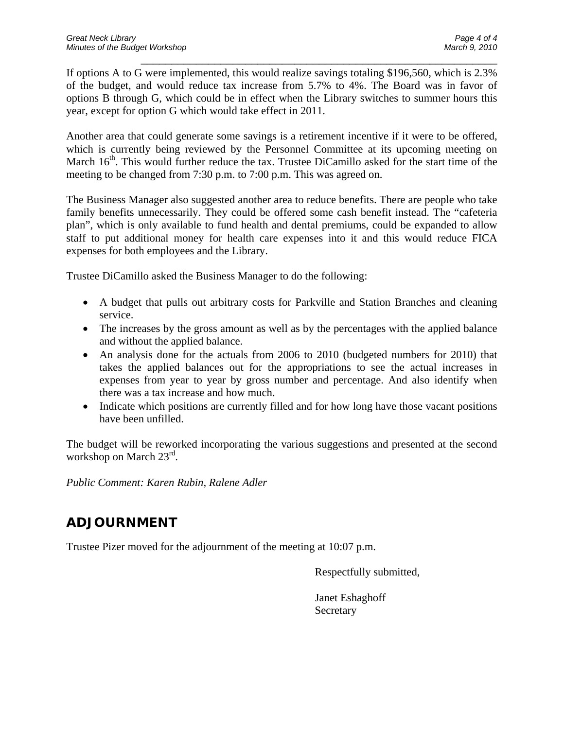If options A to G were implemented, this would realize savings totaling $196,560, which is 2.3% of the budget, and would reduce tax increase from 5.7% to 4%. The Board was in favor of options B through G, which could be in effect when the Library switches to summer hours this year, except for option G which would take effect in 2011.

Another area that could generate some savings is a retirement incentive if it were to be offered, which is currently being reviewed by the Personnel Committee at its upcoming meeting on March 16th. This would further reduce the tax. Trustee DiCamillo asked for the start time of the meeting to be changed from 7:30 p.m. to 7:00 p.m. This was agreed on.

The Business Manager also suggested another area to reduce benefits. There are people who take family benefits unnecessarily. They could be offered some cash benefit instead. The "cafeteria plan", which is only available to fund health and dental premiums, could be expanded to allow staff to put additional money for health care expenses into it and this would reduce FICA expenses for both employees and the Library.

Trustee DiCamillo asked the Business Manager to do the following:

- A budget that pulls out arbitrary costs for Parkville and Station Branches and cleaning service.
- The increases by the gross amount as well as by the percentages with the applied balance and without the applied balance.
- An analysis done for the actuals from 2006 to 2010 (budgeted numbers for 2010) that takes the applied balances out for the appropriations to see the actual increases in expenses from year to year by gross number and percentage. And also identify when there was a tax increase and how much.
- Indicate which positions are currently filled and for how long have those vacant positions have been unfilled.

The budget will be reworked incorporating the various suggestions and presented at the second workshop on March 23rd.

*Public Comment: Karen Rubin, Ralene Adler*

## ADJOURNMENT

Trustee Pizer moved for the adjournment of the meeting at 10:07 p.m.

Respectfully submitted,

Janet Eshaghoff
Secretary